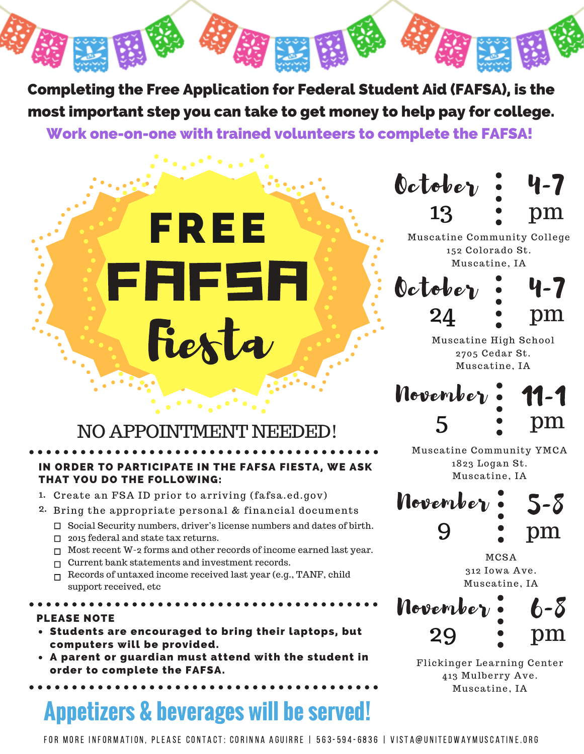**Completing the Free Application for Federal Student Aid (FAFSA), is the most important step you can take to get money to help pay for college.**

**Work one-on-one with trained volunteers to complete the FAFSA!**

# FREE FAFSA Fiesta

NO APPOINTMENT NEEDED!

**IN ORDER TO PARTICIPATE IN THE FAFSA FIESTA, WE ASK THAT YOU DO THE FOLLOWING:**

1. Create an FSA ID prior to arriving (fafsa.ed.gov)
2. Bring the appropriate personal & financial documents
   - ☐ Social Security numbers, driver's license numbers and dates of birth.
   - ☐ 2015 federal and state tax returns.
   - ☐ Most recent W-2 forms and other records of income earned last year.
   - ☐ Current bank statements and investment records.
   - ☐ Records of untaxed income received last year (e.g., TANF, child support received, etc

**PLEASE NOTE**

- **Students are encouraged to bring their laptops, but computers will be provided.**
- **A parent or guardian must attend with the student in order to complete the FAFSA.**

## Appetizers & beverages will be served!

**October 13 : 4-7 pm**
Muscatine Community College
152 Colorado St.
Muscatine, IA

**October 24 : 4-7 pm**
Muscatine High School
2705 Cedar St.
Muscatine, IA

**November 5 : 11-1 pm**
Muscatine Community YMCA
1823 Logan St.
Muscatine, IA

**November 9 : 5-8 pm**
MCSA
312 Iowa Ave.
Muscatine, IA

**November 29 : 6-8 pm**
Flickinger Learning Center
413 Mulberry Ave.
Muscatine, IA

FOR MORE INFORMATION, PLEASE CONTACT: CORINNA AGUIRRE | 563-594-6836 | VISTA@UNITEDWAYMUSCATINE.ORG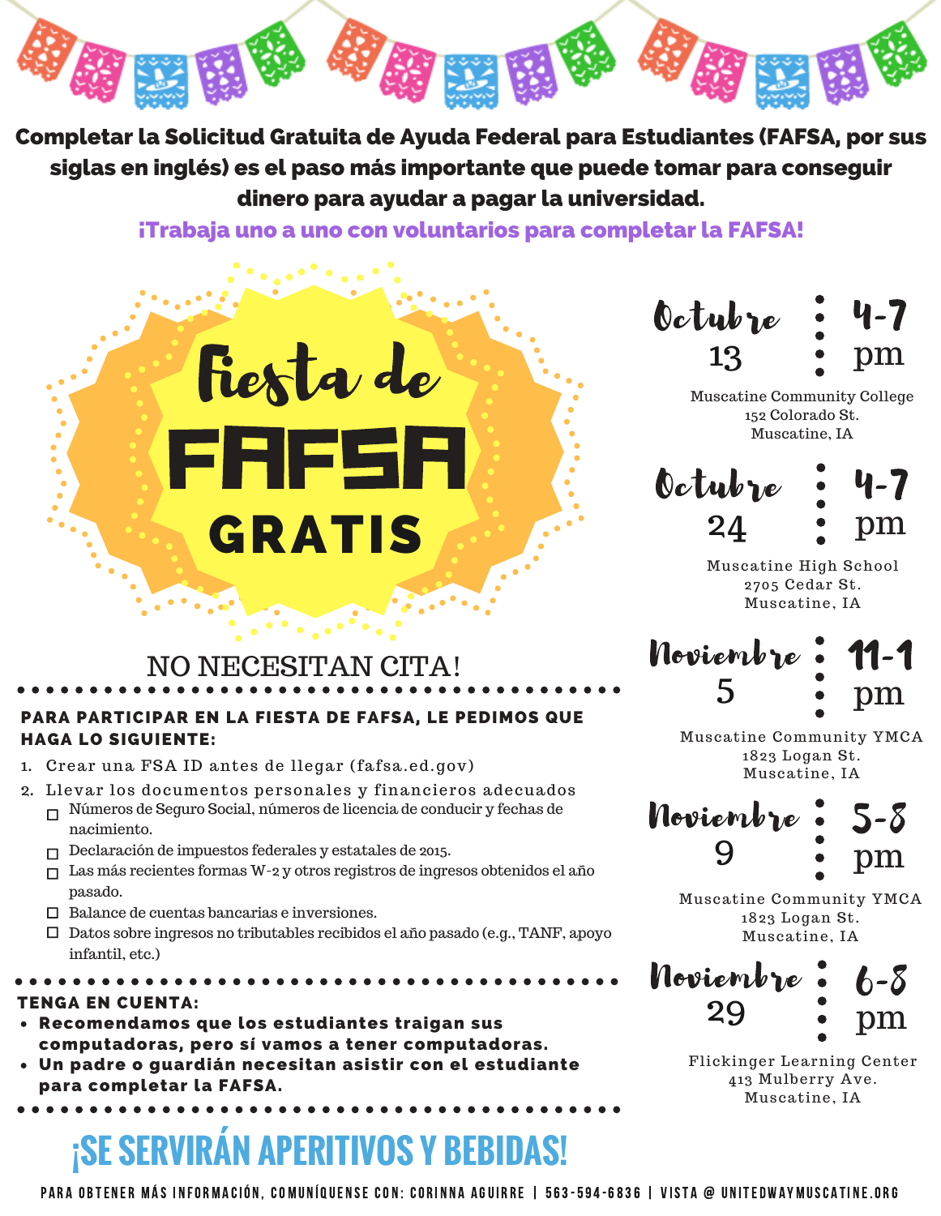**Completar la Solicitud Gratuita de Ayuda Federal para Estudiantes (FAFSA, por sus siglas en inglés) es el paso más importante que puede tomar para conseguir dinero para ayudar a pagar la universidad.**

**¡Trabaja uno a uno con voluntarios para completar la FAFSA!**

# Fiesta de FAFSA GRATIS

NO NECESITAN CITA!

**PARA PARTICIPAR EN LA FIESTA DE FAFSA, LE PEDIMOS QUE HAGA LO SIGUIENTE:**

1. Crear una FSA ID antes de llegar (fafsa.ed.gov)
2. Llevar los documentos personales y financieros adecuados
   - ☐ Números de Seguro Social, números de licencia de conducir y fechas de nacimiento.
   - ☐ Declaración de impuestos federales y estatales de 2015.
   - ☐ Las más recientes formas W-2 y otros registros de ingresos obtenidos el año pasado.
   - ☐ Balance de cuentas bancarias e inversiones.
   - ☐ Datos sobre ingresos no tributables recibidos el año pasado (e.g., TANF, apoyo infantil, etc.)

**TENGA EN CUENTA:**

- **Recomendamos que los estudiantes traigan sus computadoras, pero sí vamos a tener computadoras.**
- **Un padre o guardián necesitan asistir con el estudiante para completar la FAFSA.**

**Octubre 13 : 4-7 pm**
Muscatine Community College
152 Colorado St.
Muscatine, IA

**Octubre 24 : 4-7 pm**
Muscatine High School
2705 Cedar St.
Muscatine, IA

**Noviembre 5 : 11-1 pm**
Muscatine Community YMCA
1823 Logan St.
Muscatine, IA

**Noviembre 9 : 5-8 pm**
Muscatine Community YMCA
1823 Logan St.
Muscatine, IA

**Noviembre 29 : 6-8 pm**
Flickinger Learning Center
413 Mulberry Ave.
Muscatine, IA

## ¡SE SERVIRÁN APERITIVOS Y BEBIDAS!

PARA OBTENER MÁS INFORMACIÓN, COMUNÍQUENSE CON: CORINNA AGUIRRE | 563-594-6836 | VISTA @ UNITEDWAYMUSCATINE.ORG